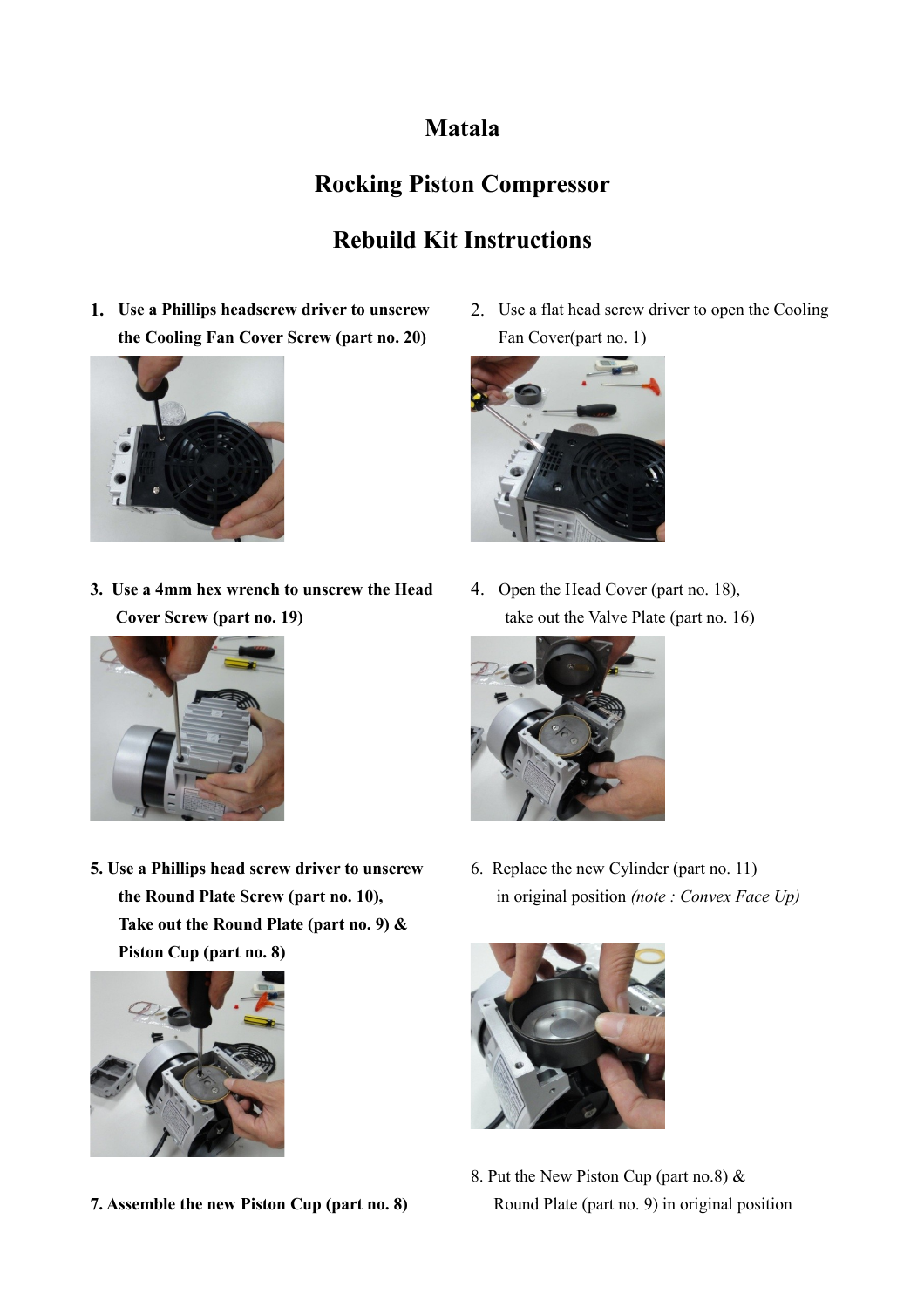# Matala

# Rocking Piston Compressor

# Rebuild Kit Instructions

1. **Use a Phillips headscrew driver to unscrew the Cooling Fan Cover Screw (part no. 20)**

2. Use a flat head screw driver to open the Cooling Fan Cover(part no. 1)

3. **Use a 4mm hex wrench to unscrew the Head Cover Screw (part no. 19)**

4. Open the Head Cover (part no. 18), take out the Valve Plate (part no. 16)

5. **Use a Phillips head screw driver to unscrew the Round Plate Screw (part no. 10), Take out the Round Plate (part no. 9) & Piston Cup (part no. 8)**

6. Replace the new Cylinder (part no. 11) in original position *(note : Convex Face Up)*

7. **Assemble the new Piston Cup (part no. 8)**

8. Put the New Piston Cup (part no.8) & Round Plate (part no. 9) in original position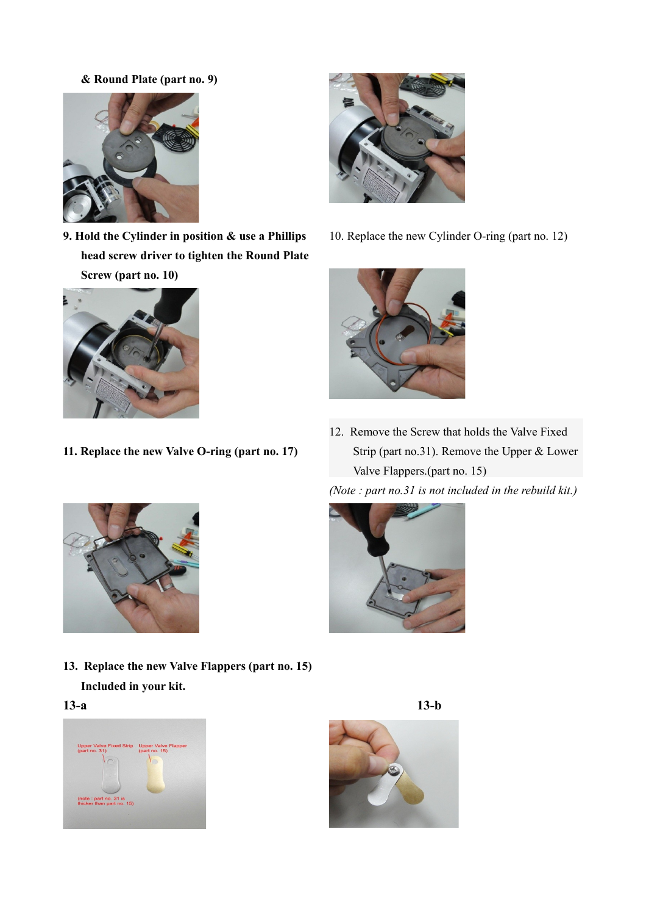**& Round Plate (part no. 9)**

**9. Hold the Cylinder in position & use a Phillips head screw driver to tighten the Round Plate Screw (part no. 10)**

10. Replace the new Cylinder O-ring (part no. 12)

**11. Replace the new Valve O-ring (part no. 17)**

12. Remove the Screw that holds the Valve Fixed Strip (part no.31). Remove the Upper & Lower Valve Flappers.(part no. 15)

*(Note : part no.31 is not included in the rebuild kit.)*

**13. Replace the new Valve Flappers (part no. 15) Included in your kit.**

**13-a**

**13-b**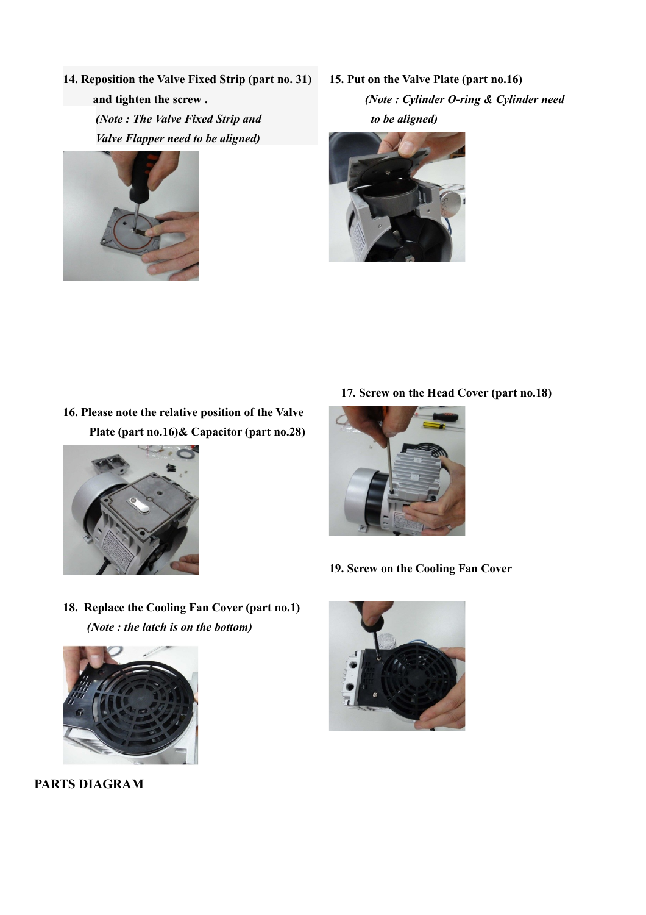14. Reposition the Valve Fixed Strip (part no. 31) and tighten the screw .
*(Note : The Valve Fixed Strip and Valve Flapper need to be aligned)*

15. Put on the Valve Plate (part no.16)
*(Note : Cylinder O-ring & Cylinder need to be aligned)*

16. Please note the relative position of the Valve Plate (part no.16)& Capacitor (part no.28)

17. Screw on the Head Cover (part no.18)

18. Replace the Cooling Fan Cover (part no.1)
*(Note : the latch is on the bottom)*

19. Screw on the Cooling Fan Cover

**PARTS DIAGRAM**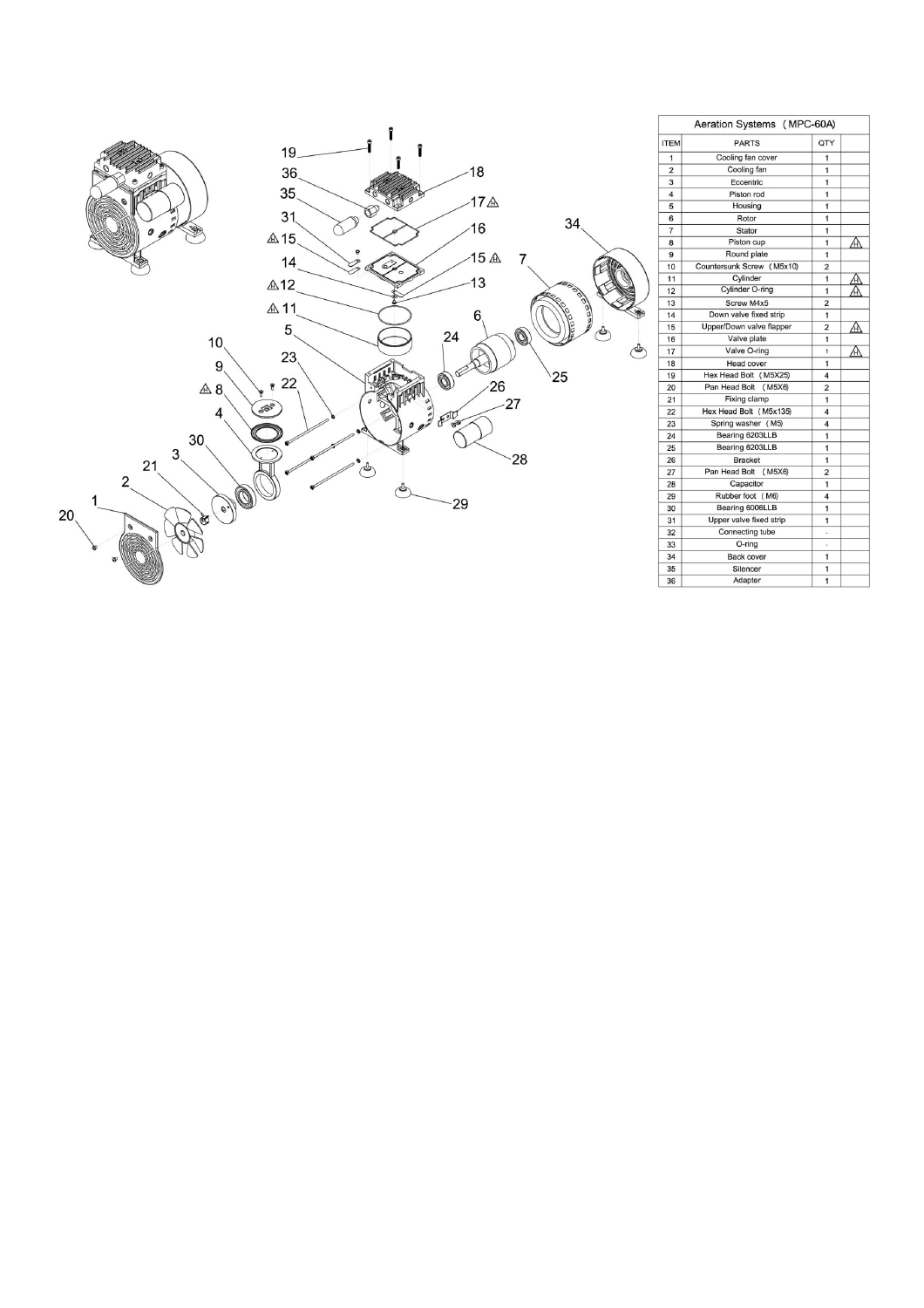| Aeration Systems （MPC-60A） | | | |
|---|---|---|---|
| ITEM | PARTS | QTY | |
| 1 | Cooling fan cover | 1 | |
| 2 | Cooling fan | 1 | |
| 3 | Eccentric | 1 | |
| 4 | Piston rod | 1 | |
| 5 | Housing | 1 | |
| 6 | Rotor | 1 | |
| 7 | Stator | 1 | |
| 8 | Piston cup | 1 | ⚠ |
| 9 | Round plate | 1 | |
| 10 | Countersunk Screw （M5x10） | 2 | |
| 11 | Cylinder | 1 | ⚠ |
| 12 | Cylinder O-ring | 1 | ⚠ |
| 13 | Screw M4x5 | 2 | |
| 14 | Down valve fixed strip | 1 | |
| 15 | Upper/Down valve flapper | 2 | ⚠ |
| 16 | Valve plate | 1 | |
| 17 | Valve O-ring | 1 | ⚠ |
| 18 | Head cover | 1 | |
| 19 | Hex Head Bolt （M5X25） | 4 | |
| 20 | Pan Head Bolt （M5X6） | 2 | |
| 21 | Fixing clamp | 1 | |
| 22 | Hex Head Bolt （M5x135） | 4 | |
| 23 | Spring washer （M5） | 4 | |
| 24 | Bearing 6203LLB | 1 | |
| 25 | Bearing 6203LLB | 1 | |
| 26 | Bracket | 1 | |
| 27 | Pan Head Bolt （M5X6） | 2 | |
| 28 | Capacitor | 1 | |
| 29 | Rubber foot （M6） | 4 | |
| 30 | Bearing 6006LLB | 1 | |
| 31 | Upper valve fixed strip | 1 | |
| 32 | Connecting tube | - | |
| 33 | O-ring | - | |
| 34 | Back cover | 1 | |
| 35 | Silencer | 1 | |
| 36 | Adapter | 1 | |